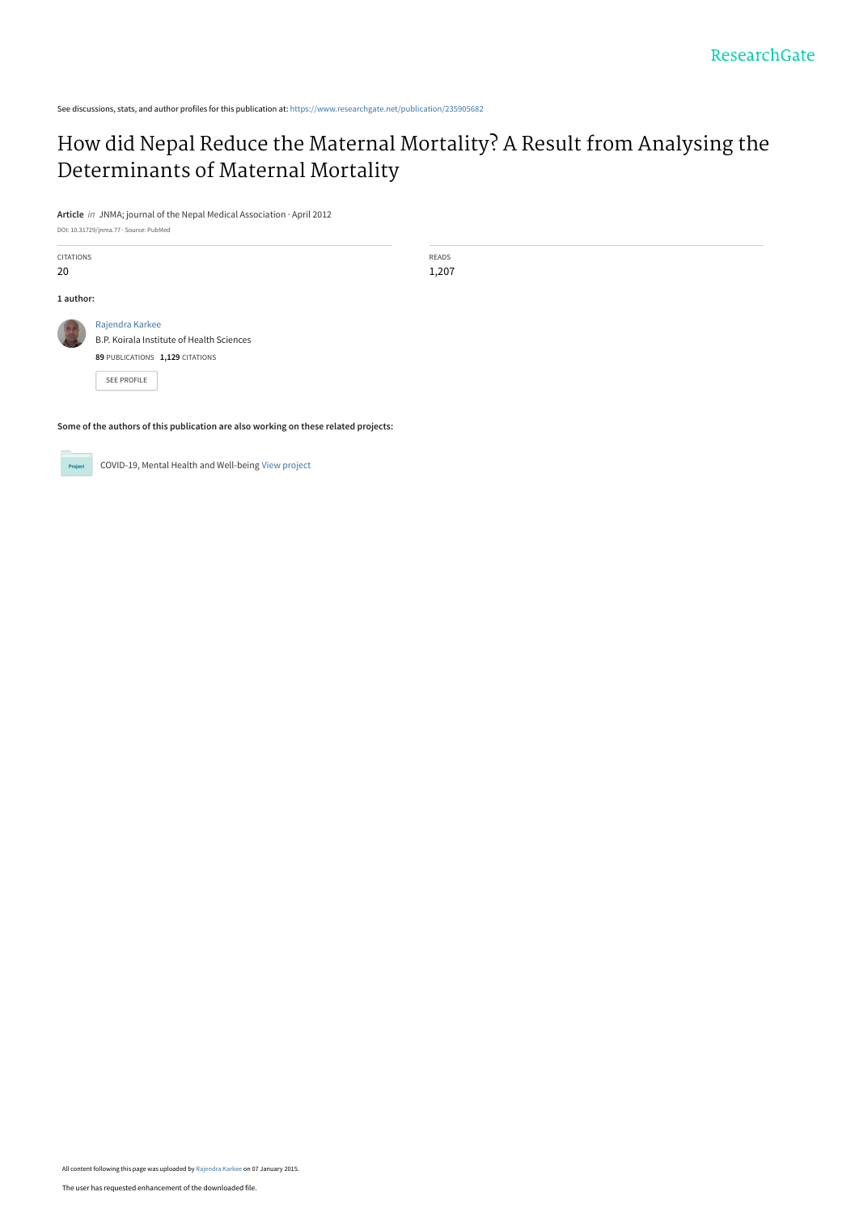See discussions, stats, and author profiles for this publication at: https://www.researchgate.net/publication/235905682

# How did Nepal Reduce the Maternal Mortality? A Result from Analysing the Determinants of Maternal Mortality

**Article** *in* JNMA; journal of the Nepal Medical Association · April 2012

DOI: 10.31729/jnma.77 · Source: PubMed

CITATIONS
20

READS
1,207

**1 author:**

Rajendra Karkee
B.P. Koirala Institute of Health Sciences
**89** PUBLICATIONS **1,129** CITATIONS

SEE PROFILE

**Some of the authors of this publication are also working on these related projects:**

COVID-19, Mental Health and Well-being View project

All content following this page was uploaded by Rajendra Karkee on 07 January 2015.

The user has requested enhancement of the downloaded file.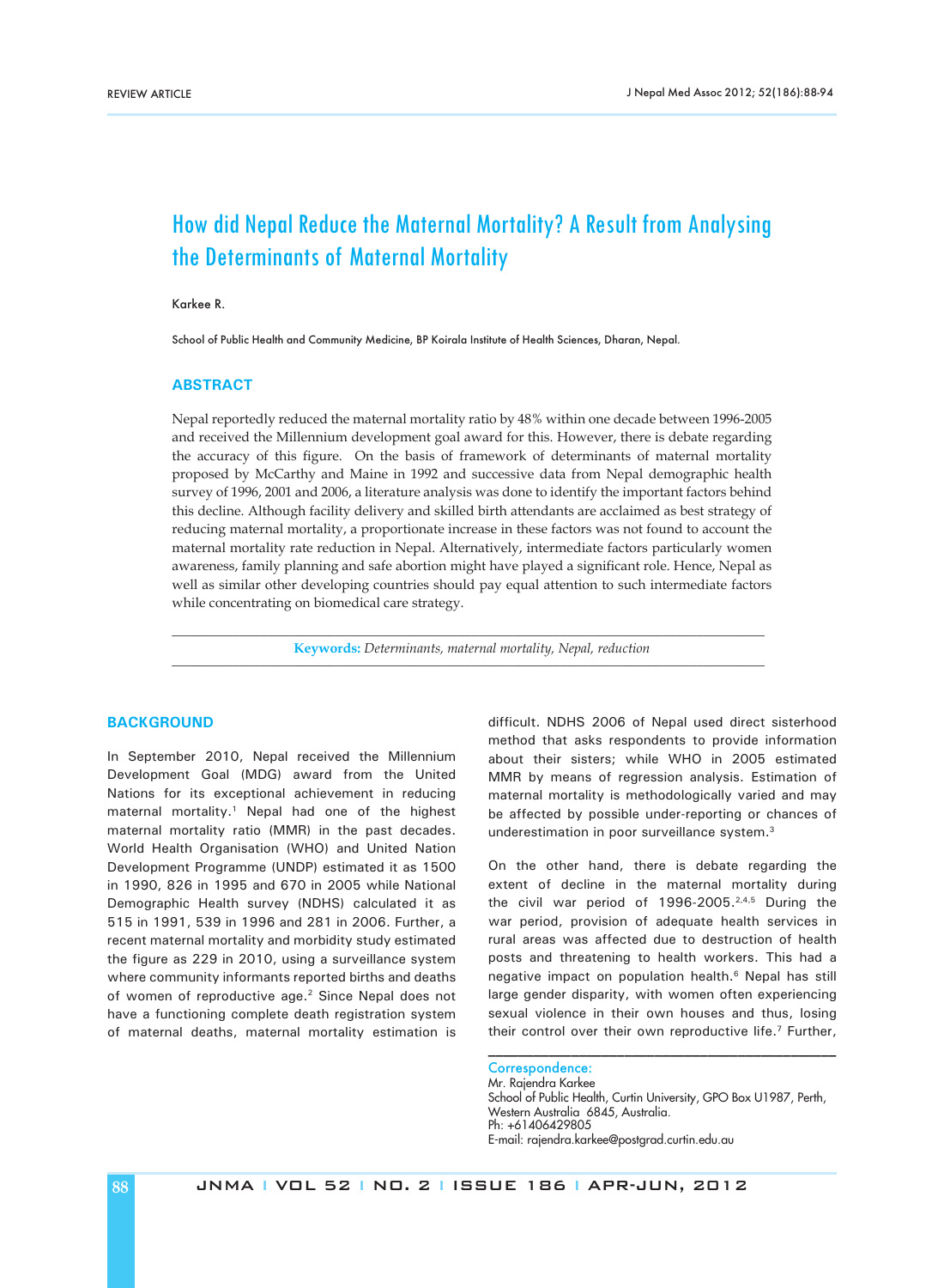# How did Nepal Reduce the Maternal Mortality? A Result from Analysing the Determinants of Maternal Mortality

Karkee R.

School of Public Health and Community Medicine, BP Koirala Institute of Health Sciences, Dharan, Nepal.

## ABSTRACT

Nepal reportedly reduced the maternal mortality ratio by 48% within one decade between 1996-2005 and received the Millennium development goal award for this. However, there is debate regarding the accuracy of this figure. On the basis of framework of determinants of maternal mortality proposed by McCarthy and Maine in 1992 and successive data from Nepal demographic health survey of 1996, 2001 and 2006, a literature analysis was done to identify the important factors behind this decline. Although facility delivery and skilled birth attendants are acclaimed as best strategy of reducing maternal mortality, a proportionate increase in these factors was not found to account the maternal mortality rate reduction in Nepal. Alternatively, intermediate factors particularly women awareness, family planning and safe abortion might have played a significant role. Hence, Nepal as well as similar other developing countries should pay equal attention to such intermediate factors while concentrating on biomedical care strategy.

**Keywords:** *Determinants, maternal mortality, Nepal, reduction*

## BACKGROUND

In September 2010, Nepal received the Millennium Development Goal (MDG) award from the United Nations for its exceptional achievement in reducing maternal mortality.[1] Nepal had one of the highest maternal mortality ratio (MMR) in the past decades. World Health Organisation (WHO) and United Nation Development Programme (UNDP) estimated it as 1500 in 1990, 826 in 1995 and 670 in 2005 while National Demographic Health survey (NDHS) calculated it as 515 in 1991, 539 in 1996 and 281 in 2006. Further, a recent maternal mortality and morbidity study estimated the figure as 229 in 2010, using a surveillance system where community informants reported births and deaths of women of reproductive age.[2] Since Nepal does not have a functioning complete death registration system of maternal deaths, maternal mortality estimation is difficult. NDHS 2006 of Nepal used direct sisterhood method that asks respondents to provide information about their sisters; while WHO in 2005 estimated MMR by means of regression analysis. Estimation of maternal mortality is methodologically varied and may be affected by possible under-reporting or chances of underestimation in poor surveillance system.[3]

On the other hand, there is debate regarding the extent of decline in the maternal mortality during the civil war period of 1996-2005.[2,4,5] During the war period, provision of adequate health services in rural areas was affected due to destruction of health posts and threatening to health workers. This had a negative impact on population health.[6] Nepal has still large gender disparity, with women often experiencing sexual violence in their own houses and thus, losing their control over their own reproductive life.[7] Further,

Correspondence:
Mr. Rajendra Karkee
School of Public Health, Curtin University, GPO Box U1987, Perth, Western Australia 6845, Australia.
Ph: +61406429805
E-mail: rajendra.karkee@postgrad.curtin.edu.au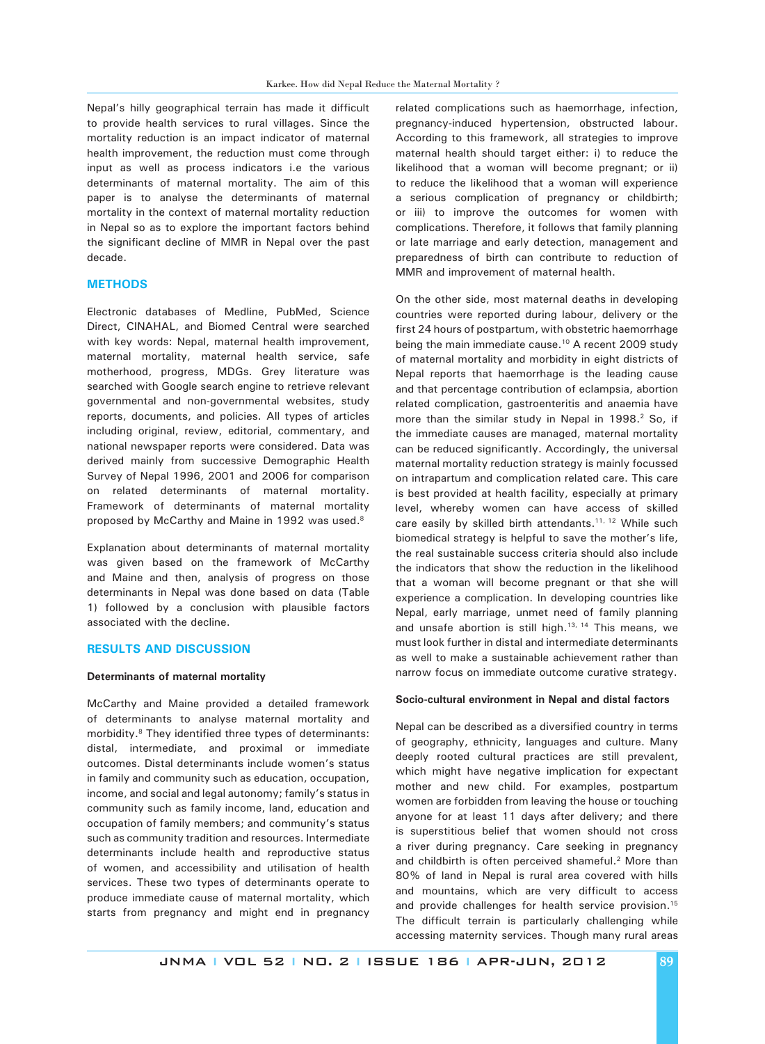Nepal's hilly geographical terrain has made it difficult to provide health services to rural villages. Since the mortality reduction is an impact indicator of maternal health improvement, the reduction must come through input as well as process indicators i.e the various determinants of maternal mortality. The aim of this paper is to analyse the determinants of maternal mortality in the context of maternal mortality reduction in Nepal so as to explore the important factors behind the significant decline of MMR in Nepal over the past decade.

## METHODS

Electronic databases of Medline, PubMed, Science Direct, CINAHAL, and Biomed Central were searched with key words: Nepal, maternal health improvement, maternal mortality, maternal health service, safe motherhood, progress, MDGs. Grey literature was searched with Google search engine to retrieve relevant governmental and non-governmental websites, study reports, documents, and policies. All types of articles including original, review, editorial, commentary, and national newspaper reports were considered. Data was derived mainly from successive Demographic Health Survey of Nepal 1996, 2001 and 2006 for comparison on related determinants of maternal mortality. Framework of determinants of maternal mortality proposed by McCarthy and Maine in 1992 was used.[8]

Explanation about determinants of maternal mortality was given based on the framework of McCarthy and Maine and then, analysis of progress on those determinants in Nepal was done based on data (Table 1) followed by a conclusion with plausible factors associated with the decline.

## RESULTS AND DISCUSSION

### Determinants of maternal mortality

McCarthy and Maine provided a detailed framework of determinants to analyse maternal mortality and morbidity.[8] They identified three types of determinants: distal, intermediate, and proximal or immediate outcomes. Distal determinants include women's status in family and community such as education, occupation, income, and social and legal autonomy; family's status in community such as family income, land, education and occupation of family members; and community's status such as community tradition and resources. Intermediate determinants include health and reproductive status of women, and accessibility and utilisation of health services. These two types of determinants operate to produce immediate cause of maternal mortality, which starts from pregnancy and might end in pregnancy related complications such as haemorrhage, infection, pregnancy-induced hypertension, obstructed labour. According to this framework, all strategies to improve maternal health should target either: i) to reduce the likelihood that a woman will become pregnant; or ii) to reduce the likelihood that a woman will experience a serious complication of pregnancy or childbirth; or iii) to improve the outcomes for women with complications. Therefore, it follows that family planning or late marriage and early detection, management and preparedness of birth can contribute to reduction of MMR and improvement of maternal health.

On the other side, most maternal deaths in developing countries were reported during labour, delivery or the first 24 hours of postpartum, with obstetric haemorrhage being the main immediate cause.[10] A recent 2009 study of maternal mortality and morbidity in eight districts of Nepal reports that haemorrhage is the leading cause and that percentage contribution of eclampsia, abortion related complication, gastroenteritis and anaemia have more than the similar study in Nepal in 1998.[2] So, if the immediate causes are managed, maternal mortality can be reduced significantly. Accordingly, the universal maternal mortality reduction strategy is mainly focussed on intrapartum and complication related care. This care is best provided at health facility, especially at primary level, whereby women can have access of skilled care easily by skilled birth attendants.[11,12] While such biomedical strategy is helpful to save the mother's life, the real sustainable success criteria should also include the indicators that show the reduction in the likelihood that a woman will become pregnant or that she will experience a complication. In developing countries like Nepal, early marriage, unmet need of family planning and unsafe abortion is still high.[13,14] This means, we must look further in distal and intermediate determinants as well to make a sustainable achievement rather than narrow focus on immediate outcome curative strategy.

### Socio-cultural environment in Nepal and distal factors

Nepal can be described as a diversified country in terms of geography, ethnicity, languages and culture. Many deeply rooted cultural practices are still prevalent, which might have negative implication for expectant mother and new child. For examples, postpartum women are forbidden from leaving the house or touching anyone for at least 11 days after delivery; and there is superstitious belief that women should not cross a river during pregnancy. Care seeking in pregnancy and childbirth is often perceived shameful.[2] More than 80% of land in Nepal is rural area covered with hills and mountains, which are very difficult to access and provide challenges for health service provision.[15] The difficult terrain is particularly challenging while accessing maternity services. Though many rural areas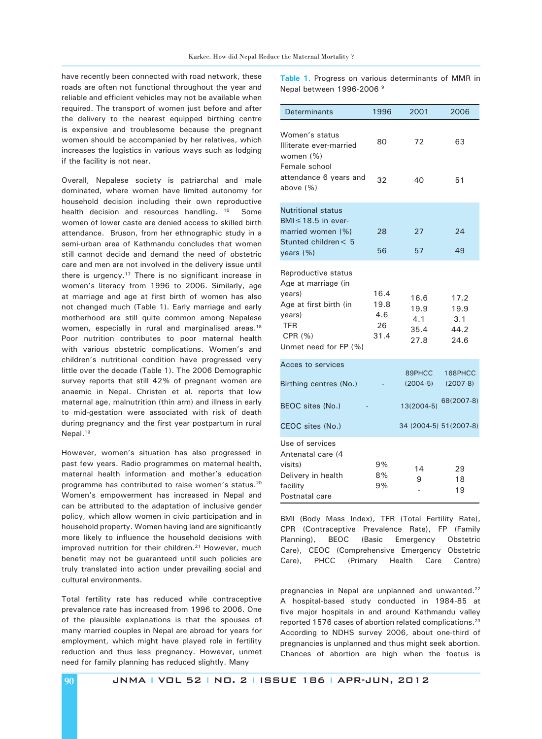have recently been connected with road network, these roads are often not functional throughout the year and reliable and efficient vehicles may not be available when required. The transport of women just before and after the delivery to the nearest equipped birthing centre is expensive and troublesome because the pregnant women should be accompanied by her relatives, which increases the logistics in various ways such as lodging if the facility is not near.

Overall, Nepalese society is patriarchal and male dominated, where women have limited autonomy for household decision including their own reproductive health decision and resources handling. [16] Some women of lower caste are denied access to skilled birth attendance. Bruson, from her ethnographic study in a semi-urban area of Kathmandu concludes that women still cannot decide and demand the need of obstetric care and men are not involved in the delivery issue until there is urgency.[17] There is no significant increase in women's literacy from 1996 to 2006. Similarly, age at marriage and age at first birth of women has also not changed much (Table 1). Early marriage and early motherhood are still quite common among Nepalese women, especially in rural and marginalised areas.[18] Poor nutrition contributes to poor maternal health with various obstetric complications. Women's and children's nutritional condition have progressed very little over the decade (Table 1). The 2006 Demographic survey reports that still 42% of pregnant women are anaemic in Nepal. Christen et al. reports that low maternal age, malnutrition (thin arm) and illness in early to mid-gestation were associated with risk of death during pregnancy and the first year postpartum in rural Nepal.[19]

However, women's situation has also progressed in past few years. Radio programmes on maternal health, maternal health information and mother's education programme has contributed to raise women's status.[20] Women's empowerment has increased in Nepal and can be attributed to the adaptation of inclusive gender policy, which allow women in civic participation and in household property. Women having land are significantly more likely to influence the household decisions with improved nutrition for their children.[21] However, much benefit may not be guaranteed until such policies are truly translated into action under prevailing social and cultural environments.

Total fertility rate has reduced while contraceptive prevalence rate has increased from 1996 to 2006. One of the plausible explanations is that the spouses of many married couples in Nepal are abroad for years for employment, which might have played role in fertility reduction and thus less pregnancy. However, unmet need for family planning has reduced slightly. Many pregnancies in Nepal are unplanned and unwanted.[22] A hospital-based study conducted in 1984-85 at five major hospitals in and around Kathmandu valley reported 1576 cases of abortion related complications.[23] According to NDHS survey 2006, about one-third of pregnancies is unplanned and thus might seek abortion. Chances of abortion are high when the foetus is

**Table 1.** Progress on various determinants of MMR in Nepal between 1996-2006 [9]

| Determinants | 1996 | 2001 | 2006 |
|---|---|---|---|
| **Women's status** | | | |
| Illiterate ever-married women (%) | 80 | 72 | 63 |
| Female school attendance 6 years and above (%) | 32 | 40 | 51 |
| **Nutritional status** | | | |
| BMI ≤ 18.5 in ever-married women (%) | 28 | 27 | 24 |
| Stunted children < 5 years (%) | 56 | 57 | 49 |
| **Reproductive status** | | | |
| Age at marriage (in years) | 16.4 | 16.6 | 17.2 |
| Age at first birth (in years) | 19.8 | 19.9 | 19.9 |
| TFR | 4.6 | 4.1 | 3.1 |
| CPR (%) | 26 | 35.4 | 44.2 |
| Unmet need for FP (%) | 31.4 | 27.8 | 24.6 |
| **Acces to services** | | | |
| Birthing centres (No.) | - | 89PHCC (2004-5) | 168PHCC (2007-8) |
| BEOC sites (No.) | - | 13(2004-5) | 68(2007-8) |
| CEOC sites (No.) | | 34 (2004-5) | 51(2007-8) |
| **Use of services** | | | |
| Antenatal care (4 visits) | 9% | 14 | 29 |
| Delivery in health facility | 8% | 9 | 18 |
| Postnatal care | 9% | - | 19 |

BMI (Body Mass Index), TFR (Total Fertility Rate), CPR (Contraceptive Prevalence Rate), FP (Family Planning), BEOC (Basic Emergency Obstetric Care), CEOC (Comprehensive Emergency Obstetric Care), PHCC (Primary Health Care Centre)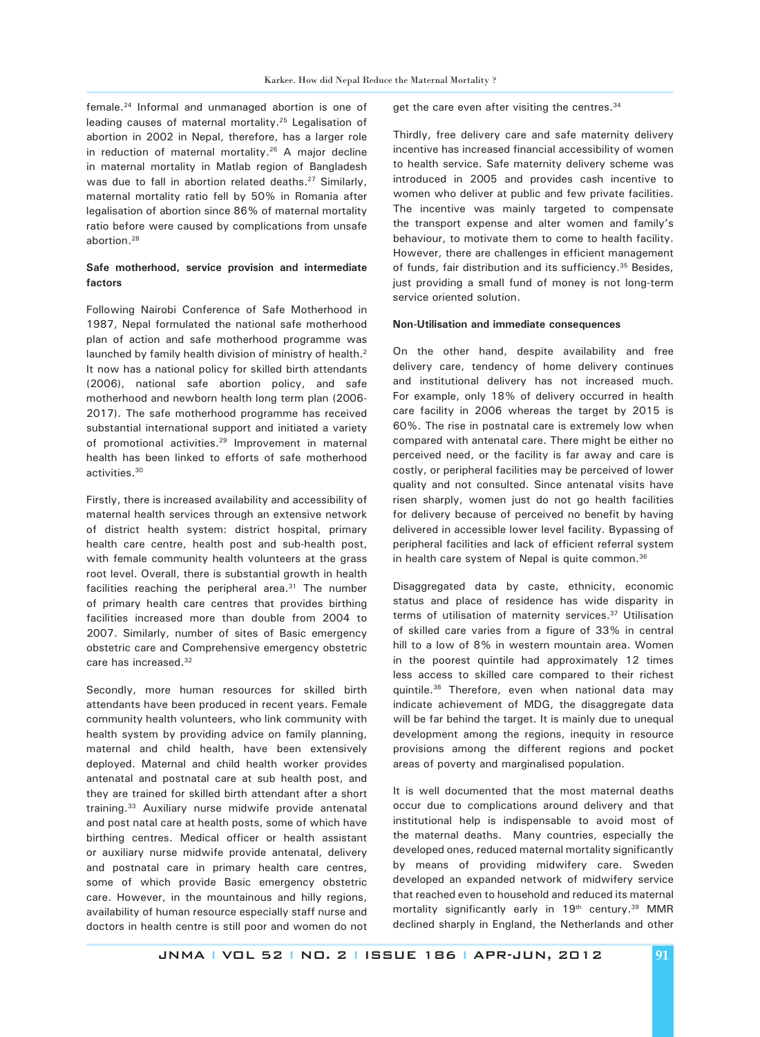female.[24] Informal and unmanaged abortion is one of leading causes of maternal mortality.[25] Legalisation of abortion in 2002 in Nepal, therefore, has a larger role in reduction of maternal mortality.[26] A major decline in maternal mortality in Matlab region of Bangladesh was due to fall in abortion related deaths.[27] Similarly, maternal mortality ratio fell by 50% in Romania after legalisation of abortion since 86% of maternal mortality ratio before were caused by complications from unsafe abortion.[28]

**Safe motherhood, service provision and intermediate factors**

Following Nairobi Conference of Safe Motherhood in 1987, Nepal formulated the national safe motherhood plan of action and safe motherhood programme was launched by family health division of ministry of health.[2] It now has a national policy for skilled birth attendants (2006), national safe abortion policy, and safe motherhood and newborn health long term plan (2006-2017). The safe motherhood programme has received substantial international support and initiated a variety of promotional activities.[29] Improvement in maternal health has been linked to efforts of safe motherhood activities.[30]

Firstly, there is increased availability and accessibility of maternal health services through an extensive network of district health system: district hospital, primary health care centre, health post and sub-health post, with female community health volunteers at the grass root level. Overall, there is substantial growth in health facilities reaching the peripheral area.[31] The number of primary health care centres that provides birthing facilities increased more than double from 2004 to 2007. Similarly, number of sites of Basic emergency obstetric care and Comprehensive emergency obstetric care has increased.[32]

Secondly, more human resources for skilled birth attendants have been produced in recent years. Female community health volunteers, who link community with health system by providing advice on family planning, maternal and child health, have been extensively deployed. Maternal and child health worker provides antenatal and postnatal care at sub health post, and they are trained for skilled birth attendant after a short training.[33] Auxiliary nurse midwife provide antenatal and post natal care at health posts, some of which have birthing centres. Medical officer or health assistant or auxiliary nurse midwife provide antenatal, delivery and postnatal care in primary health care centres, some of which provide Basic emergency obstetric care. However, in the mountainous and hilly regions, availability of human resources especially staff nurse and doctors in health centre is still poor and women do not get the care even after visiting the centres.[34]

Thirdly, free delivery care and safe maternity delivery incentive has increased financial accessibility of women to health service. Safe maternity delivery scheme was introduced in 2005 and provides cash incentive to women who deliver at public and few private facilities. The incentive was mainly targeted to compensate the transport expense and alter women and family's behaviour, to motivate them to come to health facility. However, there are challenges in efficient management of funds, fair distribution and its sufficiency.[35] Besides, just providing a small fund of money is not long-term service oriented solution.

**Non-Utilisation and immediate consequences**

On the other hand, despite availability and free delivery care, tendency of home delivery continues and institutional delivery has not increased much. For example, only 18% of delivery occurred in health care facility in 2006 whereas the target by 2015 is 60%. The rise in postnatal care is extremely low when compared with antenatal care. There might be either no perceived need, or the facility is far away and care is costly, or peripheral facilities may be perceived of lower quality and not consulted. Since antenatal visits have risen sharply, women just do not go health facilities for delivery because of perceived no benefit by having delivered in accessible lower level facility. Bypassing of peripheral facilities and lack of efficient referral system in health care system of Nepal is quite common.[36]

Disaggregated data by caste, ethnicity, economic status and place of residence has wide disparity in terms of utilisation of maternity services.[37] Utilisation of skilled care varies from a figure of 33% in central hill to a low of 8% in western mountain area. Women in the poorest quintile had approximately 12 times less access to skilled care compared to their richest quintile.[38] Therefore, even when national data may indicate achievement of MDG, the disaggregate data will be far behind the target. It is mainly due to unequal development among the regions, inequity in resource provisions among the different regions and pocket areas of poverty and marginalised population.

It is well documented that the most maternal deaths occur due to complications around delivery and that institutional help is indispensable to avoid most of the maternal deaths. Many countries, especially the developed ones, reduced maternal mortality significantly by means of providing midwifery care. Sweden developed an expanded network of midwifery service that reached even to household and reduced its maternal mortality significantly early in 19th century.[39] MMR declined sharply in England, the Netherlands and other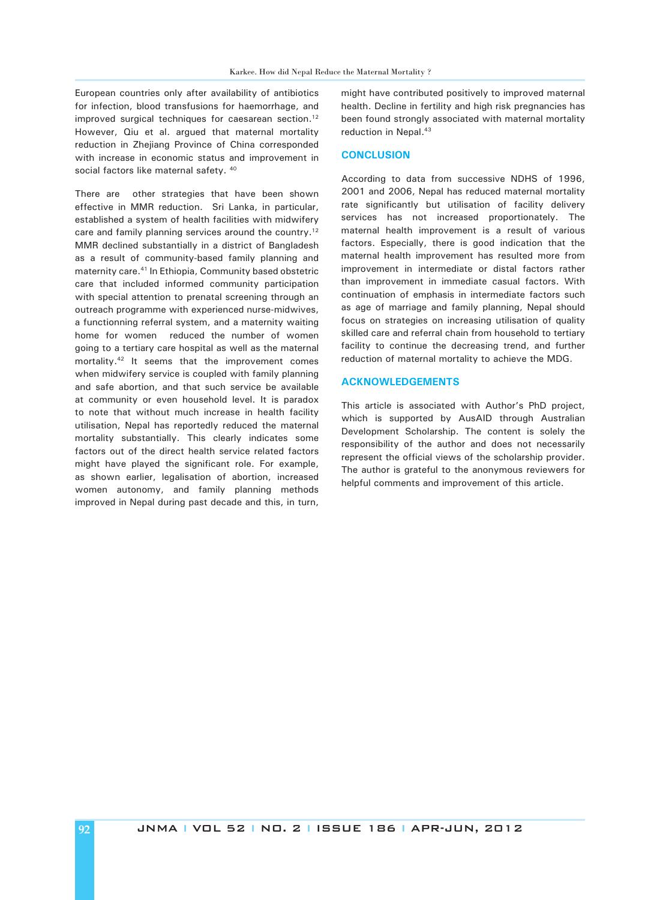European countries only after availability of antibiotics for infection, blood transfusions for haemorrhage, and improved surgical techniques for caesarean section.[12] However, Qiu et al. argued that maternal mortality reduction in Zhejiang Province of China corresponded with increase in economic status and improvement in social factors like maternal safety. [40]

There are other strategies that have been shown effective in MMR reduction. Sri Lanka, in particular, established a system of health facilities with midwifery care and family planning services around the country.[12] MMR declined substantially in a district of Bangladesh as a result of community-based family planning and maternity care.[41] In Ethiopia, Community based obstetric care that included informed community participation with special attention to prenatal screening through an outreach programme with experienced nurse-midwives, a functionning referral system, and a maternity waiting home for women reduced the number of women going to a tertiary care hospital as well as the maternal mortality.[42] It seems that the improvement comes when midwifery service is coupled with family planning and safe abortion, and that such service be available at community or even household level. It is paradox to note that without much increase in health facility utilisation, Nepal has reportedly reduced the maternal mortality substantially. This clearly indicates some factors out of the direct health service related factors might have played the significant role. For example, as shown earlier, legalisation of abortion, increased women autonomy, and family planning methods improved in Nepal during past decade and this, in turn, might have contributed positively to improved maternal health. Decline in fertility and high risk pregnancies has been found strongly associated with maternal mortality reduction in Nepal.[43]

## CONCLUSION

According to data from successive NDHS of 1996, 2001 and 2006, Nepal has reduced maternal mortality rate significantly but utilisation of facility delivery services has not increased proportionately. The maternal health improvement is a result of various factors. Especially, there is good indication that the maternal health improvement has resulted more from improvement in intermediate or distal factors rather than improvement in immediate casual factors. With continuation of emphasis in intermediate factors such as age of marriage and family planning, Nepal should focus on strategies on increasing utilisation of quality skilled care and referral chain from household to tertiary facility to continue the decreasing trend, and further reduction of maternal mortality to achieve the MDG.

## ACKNOWLEDGEMENTS

This article is associated with Author's PhD project, which is supported by AusAID through Australian Development Scholarship. The content is solely the responsibility of the author and does not necessarily represent the official views of the scholarship provider. The author is grateful to the anonymous reviewers for helpful comments and improvement of this article.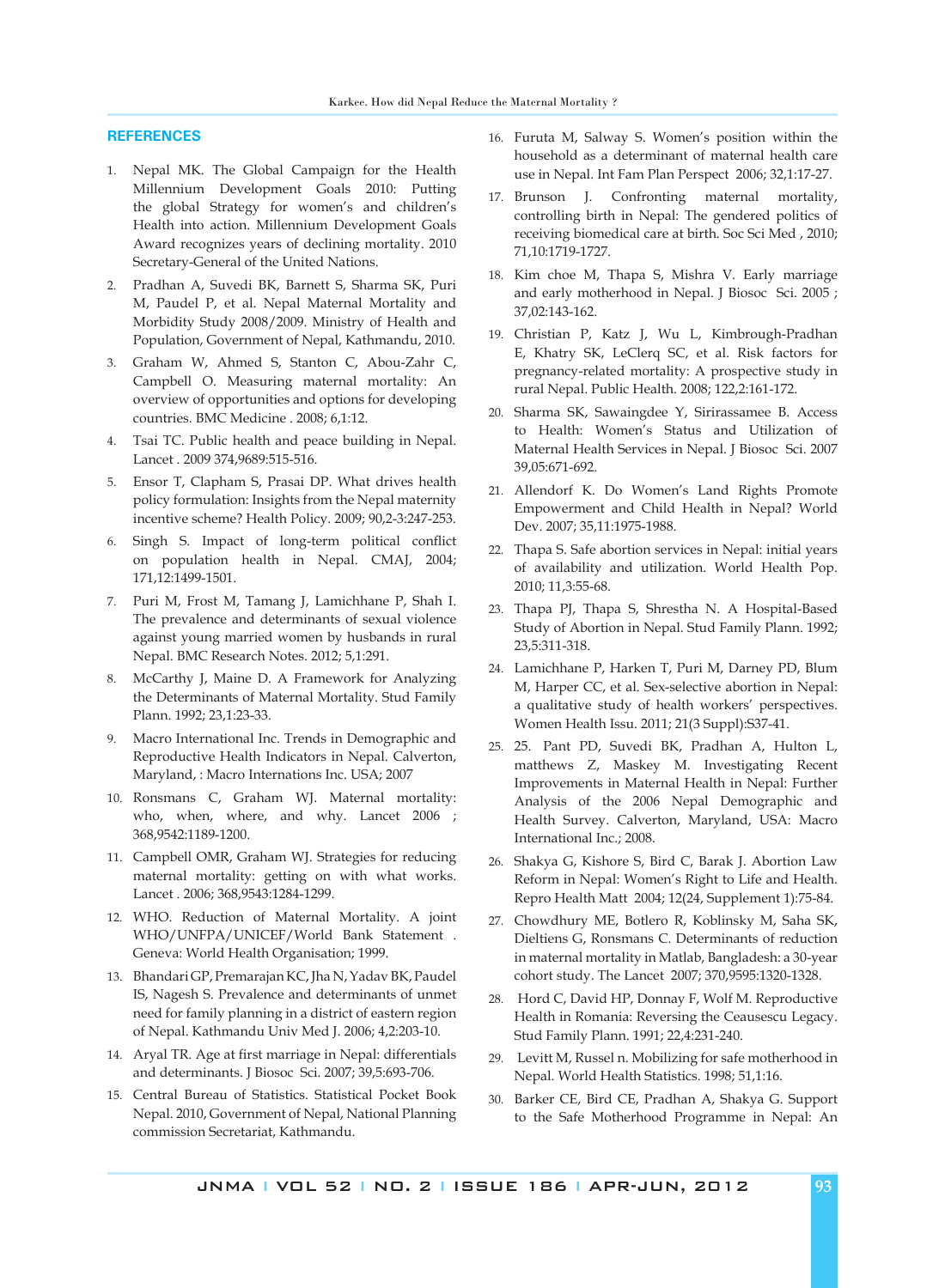## REFERENCES

1. Nepal MK. The Global Campaign for the Health Millennium Development Goals 2010: Putting the global Strategy for women's and children's Health into action. Millennium Development Goals Award recognizes years of declining mortality. 2010 Secretary-General of the United Nations.
2. Pradhan A, Suvedi BK, Barnett S, Sharma SK, Puri M, Paudel P, et al. Nepal Maternal Mortality and Morbidity Study 2008/2009. Ministry of Health and Population, Government of Nepal, Kathmandu, 2010.
3. Graham W, Ahmed S, Stanton C, Abou-Zahr C, Campbell O. Measuring maternal mortality: An overview of opportunities and options for developing countries. BMC Medicine . 2008; 6,1:12.
4. Tsai TC. Public health and peace building in Nepal. Lancet . 2009 374,9689:515-516.
5. Ensor T, Clapham S, Prasai DP. What drives health policy formulation: Insights from the Nepal maternity incentive scheme? Health Policy. 2009; 90,2-3:247-253.
6. Singh S. Impact of long-term political conflict on population health in Nepal. CMAJ, 2004; 171,12:1499-1501.
7. Puri M, Frost M, Tamang J, Lamichhane P, Shah I. The prevalence and determinants of sexual violence against young married women by husbands in rural Nepal. BMC Research Notes. 2012; 5,1:291.
8. McCarthy J, Maine D. A Framework for Analyzing the Determinants of Maternal Mortality. Stud Family Plann. 1992; 23,1:23-33.
9. Macro International Inc. Trends in Demographic and Reproductive Health Indicators in Nepal. Calverton, Maryland, : Macro Internations Inc. USA; 2007
10. Ronsmans C, Graham WJ. Maternal mortality: who, when, where, and why. Lancet 2006 ; 368,9542:1189-1200.
11. Campbell OMR, Graham WJ. Strategies for reducing maternal mortality: getting on with what works. Lancet . 2006; 368,9543:1284-1299.
12. WHO. Reduction of Maternal Mortality. A joint WHO/UNFPA/UNICEF/World Bank Statement . Geneva: World Health Organisation; 1999.
13. Bhandari GP, Premarajan KC, Jha N, Yadav BK, Paudel IS, Nagesh S. Prevalence and determinants of unmet need for family planning in a district of eastern region of Nepal. Kathmandu Univ Med J. 2006; 4,2:203-10.
14. Aryal TR. Age at first marriage in Nepal: differentials and determinants. J Biosoc Sci. 2007; 39,5:693-706.
15. Central Bureau of Statistics. Statistical Pocket Book Nepal. 2010, Government of Nepal, National Planning commission Secretariat, Kathmandu.
16. Furuta M, Salway S. Women's position within the household as a determinant of maternal health care use in Nepal. Int Fam Plan Perspect 2006; 32,1:17-27.
17. Brunson J. Confronting maternal mortality, controlling birth in Nepal: The gendered politics of receiving biomedical care at birth. Soc Sci Med , 2010; 71,10:1719-1727.
18. Kim choe M, Thapa S, Mishra V. Early marriage and early motherhood in Nepal. J Biosoc Sci. 2005 ; 37,02:143-162.
19. Christian P, Katz J, Wu L, Kimbrough-Pradhan E, Khatry SK, LeClerq SC, et al. Risk factors for pregnancy-related mortality: A prospective study in rural Nepal. Public Health. 2008; 122,2:161-172.
20. Sharma SK, Sawaingdee Y, Sirirassamee B. Access to Health: Women's Status and Utilization of Maternal Health Services in Nepal. J Biosoc Sci. 2007 39,05:671-692.
21. Allendorf K. Do Women's Land Rights Promote Empowerment and Child Health in Nepal? World Dev. 2007; 35,11:1975-1988.
22. Thapa S. Safe abortion services in Nepal: initial years of availability and utilization. World Health Pop. 2010; 11,3:55-68.
23. Thapa PJ, Thapa S, Shrestha N. A Hospital-Based Study of Abortion in Nepal. Stud Family Plann. 1992; 23,5:311-318.
24. Lamichhane P, Harken T, Puri M, Darney PD, Blum M, Harper CC, et al. Sex-selective abortion in Nepal: a qualitative study of health workers' perspectives. Women Health Issu. 2011; 21(3 Suppl):S37-41.
25. 25. Pant PD, Suvedi BK, Pradhan A, Hulton L, matthews Z, Maskey M. Investigating Recent Improvements in Maternal Health in Nepal: Further Analysis of the 2006 Nepal Demographic and Health Survey. Calverton, Maryland, USA: Macro International Inc.; 2008.
26. Shakya G, Kishore S, Bird C, Barak J. Abortion Law Reform in Nepal: Women's Right to Life and Health. Repro Health Matt 2004; 12(24, Supplement 1):75-84.
27. Chowdhury ME, Botlero R, Koblinsky M, Saha SK, Dieltiens G, Ronsmans C. Determinants of reduction in maternal mortality in Matlab, Bangladesh: a 30-year cohort study. The Lancet 2007; 370,9595:1320-1328.
28. Hord C, David HP, Donnay F, Wolf M. Reproductive Health in Romania: Reversing the Ceausescu Legacy. Stud Family Plann. 1991; 22,4:231-240.
29. Levitt M, Russel n. Mobilizing for safe motherhood in Nepal. World Health Statistics. 1998; 51,1:16.
30. Barker CE, Bird CE, Pradhan A, Shakya G. Support to the Safe Motherhood Programme in Nepal: An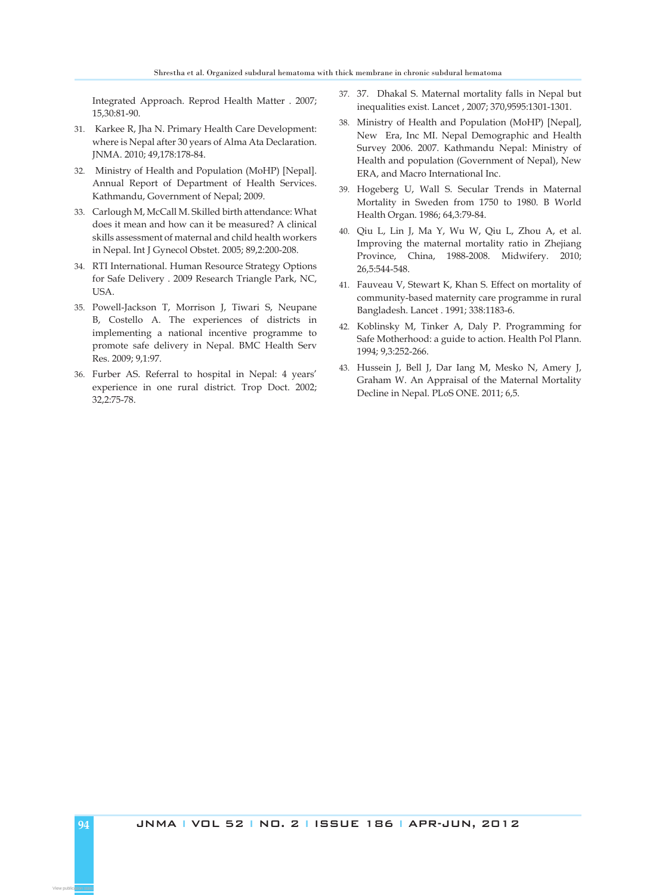Integrated Approach. Reprod Health Matter . 2007; 15,30:81-90.

31. Karkee R, Jha N. Primary Health Care Development: where is Nepal after 30 years of Alma Ata Declaration. JNMA. 2010; 49,178:178-84.
32. Ministry of Health and Population (MoHP) [Nepal]. Annual Report of Department of Health Services. Kathmandu, Government of Nepal; 2009.
33. Carlough M, McCall M. Skilled birth attendance: What does it mean and how can it be measured? A clinical skills assessment of maternal and child health workers in Nepal. Int J Gynecol Obstet. 2005; 89,2:200-208.
34. RTI International. Human Resource Strategy Options for Safe Delivery . 2009 Research Triangle Park, NC, USA.
35. Powell-Jackson T, Morrison J, Tiwari S, Neupane B, Costello A. The experiences of districts in implementing a national incentive programme to promote safe delivery in Nepal. BMC Health Serv Res. 2009; 9,1:97.
36. Furber AS. Referral to hospital in Nepal: 4 years' experience in one rural district. Trop Doct. 2002; 32,2:75-78.
37. 37. Dhakal S. Maternal mortality falls in Nepal but inequalities exist. Lancet , 2007; 370,9595:1301-1301.
38. Ministry of Health and Population (MoHP) [Nepal], New Era, Inc MI. Nepal Demographic and Health Survey 2006. 2007. Kathmandu Nepal: Ministry of Health and population (Government of Nepal), New ERA, and Macro International Inc.
39. Hogeberg U, Wall S. Secular Trends in Maternal Mortality in Sweden from 1750 to 1980. B World Health Organ. 1986; 64,3:79-84.
40. Qiu L, Lin J, Ma Y, Wu W, Qiu L, Zhou A, et al. Improving the maternal mortality ratio in Zhejiang Province, China, 1988-2008. Midwifery. 2010; 26,5:544-548.
41. Fauveau V, Stewart K, Khan S. Effect on mortality of community-based maternity care programme in rural Bangladesh. Lancet . 1991; 338:1183-6.
42. Koblinsky M, Tinker A, Daly P. Programming for Safe Motherhood: a guide to action. Health Pol Plann. 1994; 9,3:252-266.
43. Hussein J, Bell J, Dar Iang M, Mesko N, Amery J, Graham W. An Appraisal of the Maternal Mortality Decline in Nepal. PLoS ONE. 2011; 6,5.